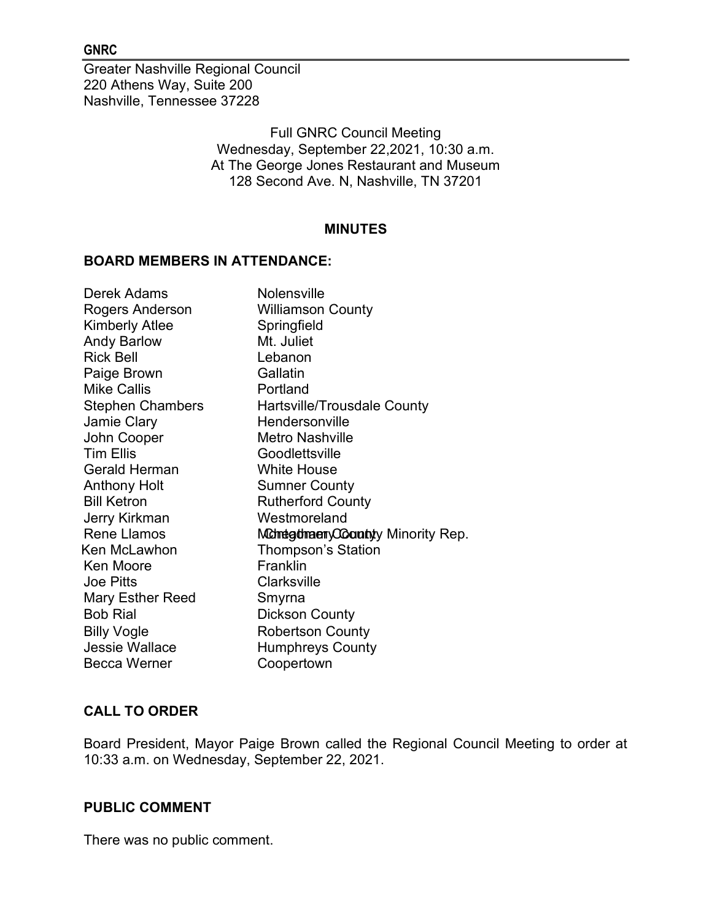**GNRC**

Greater Nashville Regional Council
220 Athens Way, Suite 200
Nashville, Tennessee 37228

Full GNRC Council Meeting
Wednesday, September 22,2021, 10:30 a.m.
At The George Jones Restaurant and Museum
128 Second Ave. N, Nashville, TN 37201

## MINUTES

### BOARD MEMBERS IN ATTENDANCE:

| | |
|---|---|
| Derek Adams | Nolensville |
| Rogers Anderson | Williamson County |
| Kimberly Atlee | Springfield |
| Andy Barlow | Mt. Juliet |
| Rick Bell | Lebanon |
| Paige Brown | Gallatin |
| Mike Callis | Portland |
| Stephen Chambers | Hartsville/Trousdale County |
| Jamie Clary | Hendersonville |
| John Cooper | Metro Nashville |
| Tim Ellis | Goodlettsville |
| Gerald Herman | White House |
| Anthony Holt | Sumner County |
| Bill Ketron | Rutherford County |
| Jerry Kirkman | Westmoreland |
| Rene Llamos | Montgomery County Minority Rep. |
| Ken McLawhon | Thompson's Station |
| Ken Moore | Franklin |
| Joe Pitts | Clarksville |
| Mary Esther Reed | Smyrna |
| Bob Rial | Dickson County |
| Billy Vogle | Robertson County |
| Jessie Wallace | Humphreys County |
| Becca Werner | Coopertown |

### CALL TO ORDER

Board President, Mayor Paige Brown called the Regional Council Meeting to order at 10:33 a.m. on Wednesday, September 22, 2021.

### PUBLIC COMMENT

There was no public comment.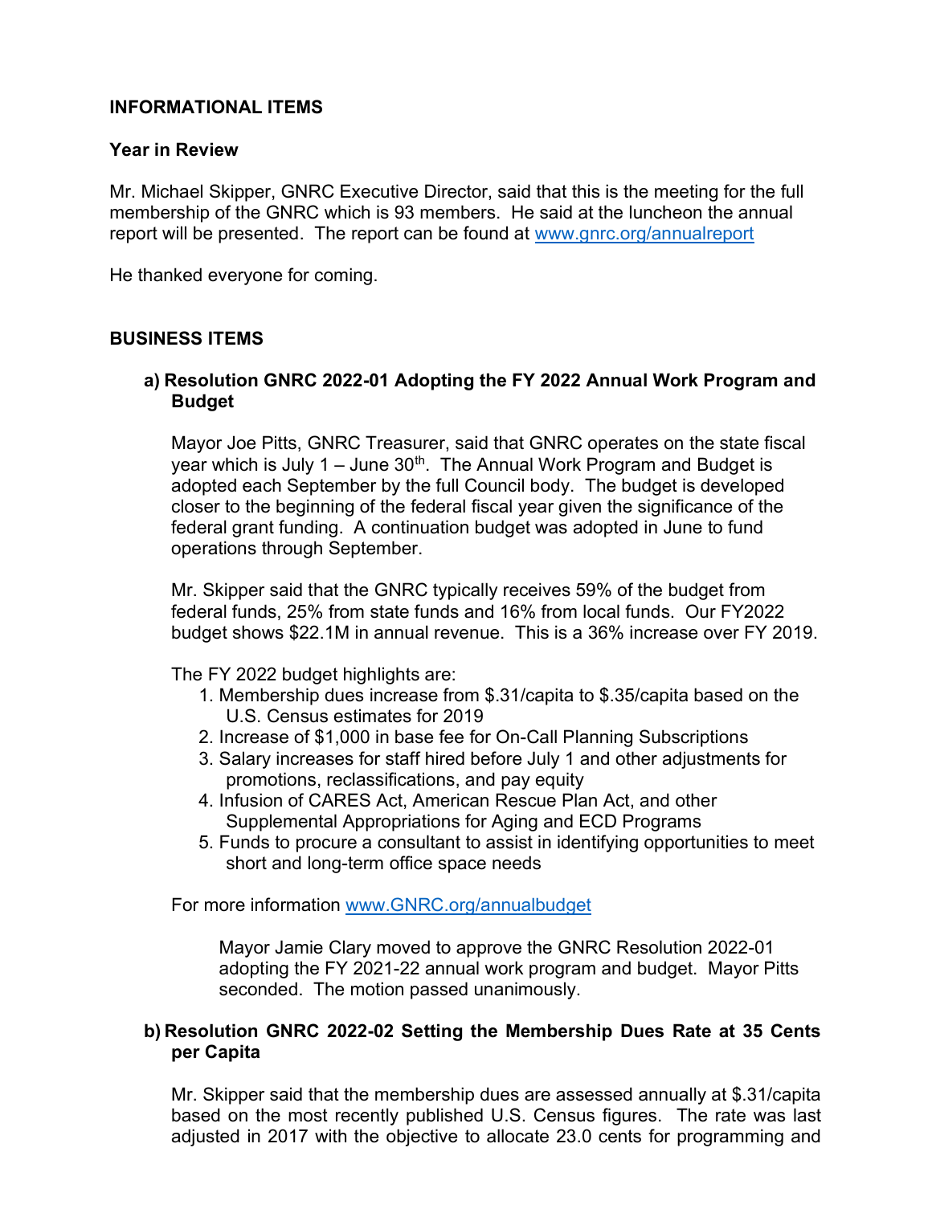## INFORMATIONAL ITEMS

### Year in Review

Mr. Michael Skipper, GNRC Executive Director, said that this is the meeting for the full membership of the GNRC which is 93 members. He said at the luncheon the annual report will be presented. The report can be found at www.gnrc.org/annualreport

He thanked everyone for coming.

## BUSINESS ITEMS

**a) Resolution GNRC 2022-01 Adopting the FY 2022 Annual Work Program and Budget**

Mayor Joe Pitts, GNRC Treasurer, said that GNRC operates on the state fiscal year which is July 1 – June 30th. The Annual Work Program and Budget is adopted each September by the full Council body. The budget is developed closer to the beginning of the federal fiscal year given the significance of the federal grant funding. A continuation budget was adopted in June to fund operations through September.

Mr. Skipper said that the GNRC typically receives 59% of the budget from federal funds, 25% from state funds and 16% from local funds. Our FY2022 budget shows $22.1M in annual revenue. This is a 36% increase over FY 2019.

The FY 2022 budget highlights are:

1. Membership dues increase from $.31/capita to $.35/capita based on the U.S. Census estimates for 2019
2. Increase of $1,000 in base fee for On-Call Planning Subscriptions
3. Salary increases for staff hired before July 1 and other adjustments for promotions, reclassifications, and pay equity
4. Infusion of CARES Act, American Rescue Plan Act, and other Supplemental Appropriations for Aging and ECD Programs
5. Funds to procure a consultant to assist in identifying opportunities to meet short and long-term office space needs

For more information www.GNRC.org/annualbudget

> Mayor Jamie Clary moved to approve the GNRC Resolution 2022-01 adopting the FY 2021-22 annual work program and budget. Mayor Pitts seconded. The motion passed unanimously.

**b) Resolution GNRC 2022-02 Setting the Membership Dues Rate at 35 Cents per Capita**

Mr. Skipper said that the membership dues are assessed annually at $.31/capita based on the most recently published U.S. Census figures. The rate was last adjusted in 2017 with the objective to allocate 23.0 cents for programming and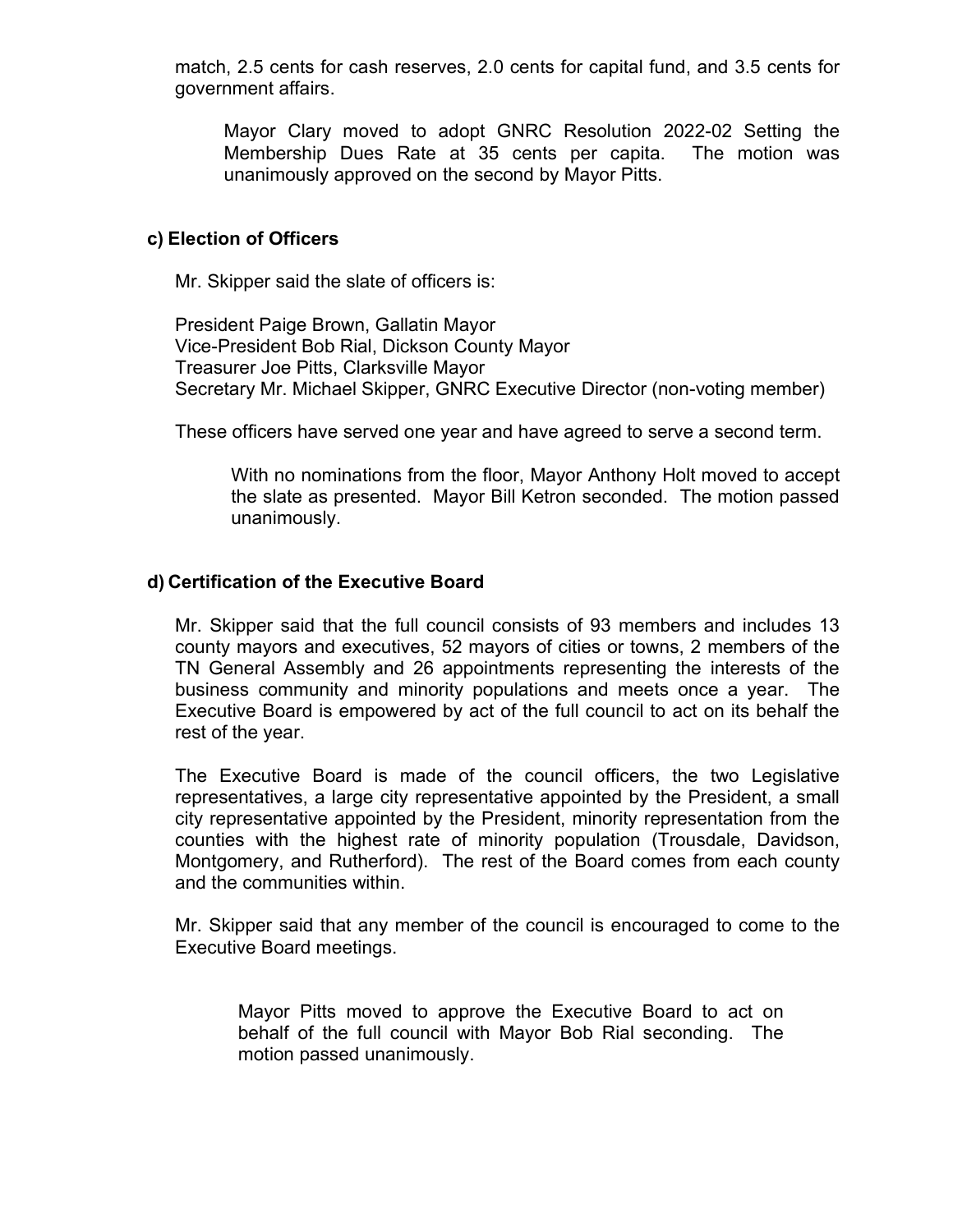match, 2.5 cents for cash reserves, 2.0 cents for capital fund, and 3.5 cents for government affairs.

> Mayor Clary moved to adopt GNRC Resolution 2022-02 Setting the Membership Dues Rate at 35 cents per capita. The motion was unanimously approved on the second by Mayor Pitts.

**c) Election of Officers**

Mr. Skipper said the slate of officers is:

President Paige Brown, Gallatin Mayor
Vice-President Bob Rial, Dickson County Mayor
Treasurer Joe Pitts, Clarksville Mayor
Secretary Mr. Michael Skipper, GNRC Executive Director (non-voting member)

These officers have served one year and have agreed to serve a second term.

> With no nominations from the floor, Mayor Anthony Holt moved to accept the slate as presented. Mayor Bill Ketron seconded. The motion passed unanimously.

**d) Certification of the Executive Board**

Mr. Skipper said that the full council consists of 93 members and includes 13 county mayors and executives, 52 mayors of cities or towns, 2 members of the TN General Assembly and 26 appointments representing the interests of the business community and minority populations and meets once a year. The Executive Board is empowered by act of the full council to act on its behalf the rest of the year.

The Executive Board is made of the council officers, the two Legislative representatives, a large city representative appointed by the President, a small city representative appointed by the President, minority representation from the counties with the highest rate of minority population (Trousdale, Davidson, Montgomery, and Rutherford). The rest of the Board comes from each county and the communities within.

Mr. Skipper said that any member of the council is encouraged to come to the Executive Board meetings.

> Mayor Pitts moved to approve the Executive Board to act on behalf of the full council with Mayor Bob Rial seconding. The motion passed unanimously.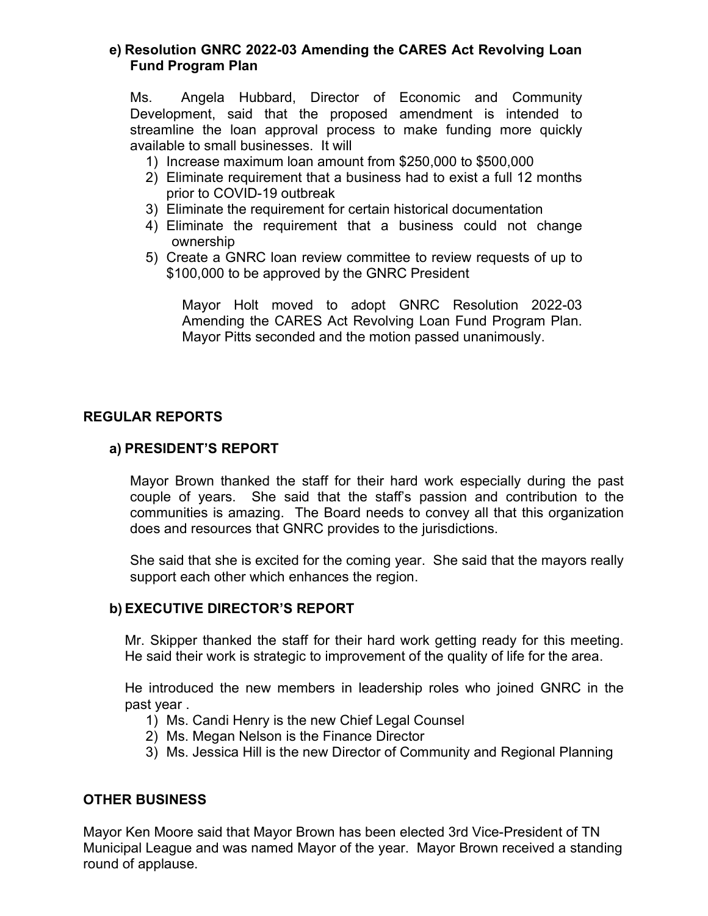**e) Resolution GNRC 2022-03 Amending the CARES Act Revolving Loan Fund Program Plan**

Ms. Angela Hubbard, Director of Economic and Community Development, said that the proposed amendment is intended to streamline the loan approval process to make funding more quickly available to small businesses. It will

1) Increase maximum loan amount from $250,000 to $500,000
2) Eliminate requirement that a business had to exist a full 12 months prior to COVID-19 outbreak
3) Eliminate the requirement for certain historical documentation
4) Eliminate the requirement that a business could not change ownership
5) Create a GNRC loan review committee to review requests of up to $100,000 to be approved by the GNRC President

Mayor Holt moved to adopt GNRC Resolution 2022-03 Amending the CARES Act Revolving Loan Fund Program Plan. Mayor Pitts seconded and the motion passed unanimously.

## REGULAR REPORTS

### a) PRESIDENT'S REPORT

Mayor Brown thanked the staff for their hard work especially during the past couple of years. She said that the staff's passion and contribution to the communities is amazing. The Board needs to convey all that this organization does and resources that GNRC provides to the jurisdictions.

She said that she is excited for the coming year. She said that the mayors really support each other which enhances the region.

### b) EXECUTIVE DIRECTOR'S REPORT

Mr. Skipper thanked the staff for their hard work getting ready for this meeting. He said their work is strategic to improvement of the quality of life for the area.

He introduced the new members in leadership roles who joined GNRC in the past year .

1) Ms. Candi Henry is the new Chief Legal Counsel
2) Ms. Megan Nelson is the Finance Director
3) Ms. Jessica Hill is the new Director of Community and Regional Planning

## OTHER BUSINESS

Mayor Ken Moore said that Mayor Brown has been elected 3rd Vice-President of TN Municipal League and was named Mayor of the year. Mayor Brown received a standing round of applause.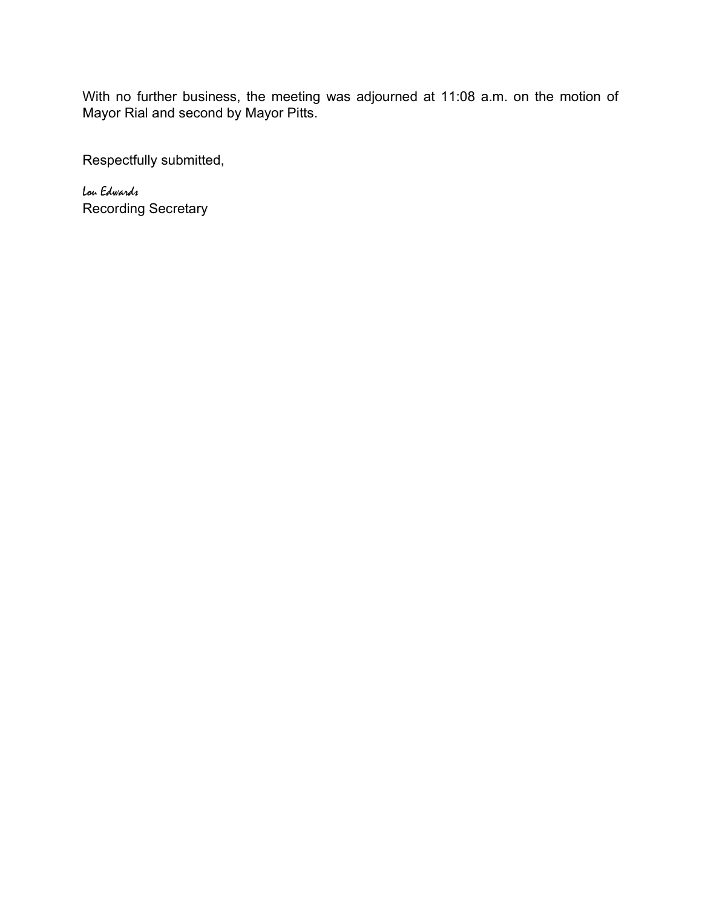With no further business, the meeting was adjourned at 11:08 a.m. on the motion of Mayor Rial and second by Mayor Pitts.

Respectfully submitted,

*Lou Edwards*
Recording Secretary